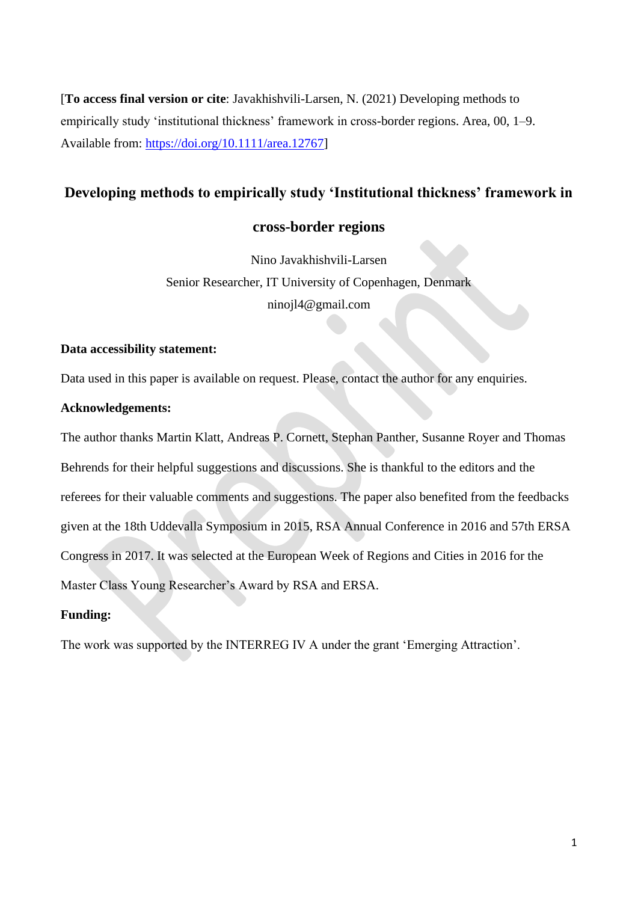[**To access final version or cite**: Javakhishvili-Larsen, N. (2021) Developing methods to empirically study 'institutional thickness' framework in cross-border regions. Area, 00, 1–9. Available from: https://doi.org/10.1111/area.12767]

# Developing methods to empirically study 'Institutional thickness' framework in cross-border regions

Nino Javakhishvili-Larsen
Senior Researcher, IT University of Copenhagen, Denmark
ninojl4@gmail.com

**Data accessibility statement:**

Data used in this paper is available on request. Please, contact the author for any enquiries.

**Acknowledgements:**

The author thanks Martin Klatt, Andreas P. Cornett, Stephan Panther, Susanne Royer and Thomas Behrends for their helpful suggestions and discussions. She is thankful to the editors and the referees for their valuable comments and suggestions. The paper also benefited from the feedbacks given at the 18th Uddevalla Symposium in 2015, RSA Annual Conference in 2016 and 57th ERSA Congress in 2017. It was selected at the European Week of Regions and Cities in 2016 for the Master Class Young Researcher's Award by RSA and ERSA.

**Funding:**

The work was supported by the INTERREG IV A under the grant 'Emerging Attraction'.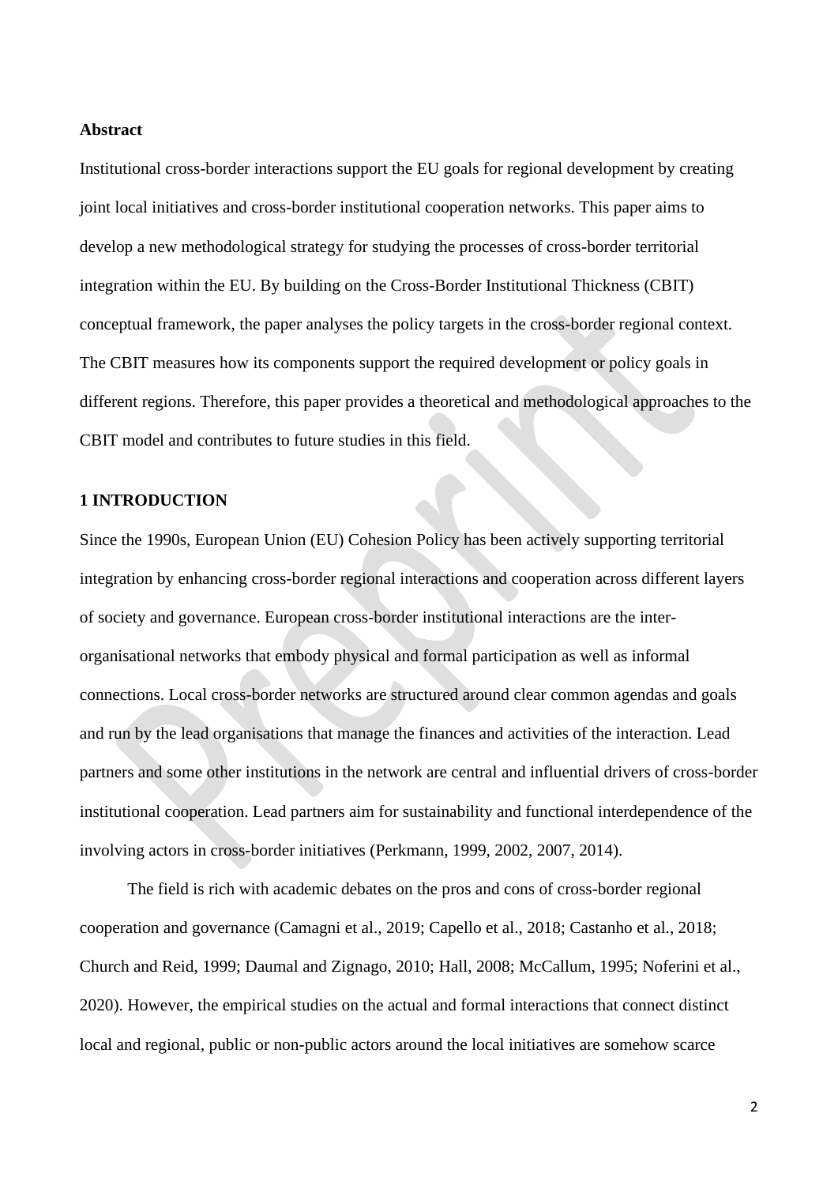**Abstract**

Institutional cross-border interactions support the EU goals for regional development by creating joint local initiatives and cross-border institutional cooperation networks. This paper aims to develop a new methodological strategy for studying the processes of cross-border territorial integration within the EU. By building on the Cross-Border Institutional Thickness (CBIT) conceptual framework, the paper analyses the policy targets in the cross-border regional context. The CBIT measures how its components support the required development or policy goals in different regions. Therefore, this paper provides a theoretical and methodological approaches to the CBIT model and contributes to future studies in this field.

## 1 INTRODUCTION

Since the 1990s, European Union (EU) Cohesion Policy has been actively supporting territorial integration by enhancing cross-border regional interactions and cooperation across different layers of society and governance. European cross-border institutional interactions are the inter-organisational networks that embody physical and formal participation as well as informal connections. Local cross-border networks are structured around clear common agendas and goals and run by the lead organisations that manage the finances and activities of the interaction. Lead partners and some other institutions in the network are central and influential drivers of cross-border institutional cooperation. Lead partners aim for sustainability and functional interdependence of the involving actors in cross-border initiatives (Perkmann, 1999, 2002, 2007, 2014).

The field is rich with academic debates on the pros and cons of cross-border regional cooperation and governance (Camagni et al., 2019; Capello et al., 2018; Castanho et al., 2018; Church and Reid, 1999; Daumal and Zignago, 2010; Hall, 2008; McCallum, 1995; Noferini et al., 2020). However, the empirical studies on the actual and formal interactions that connect distinct local and regional, public or non-public actors around the local initiatives are somehow scarce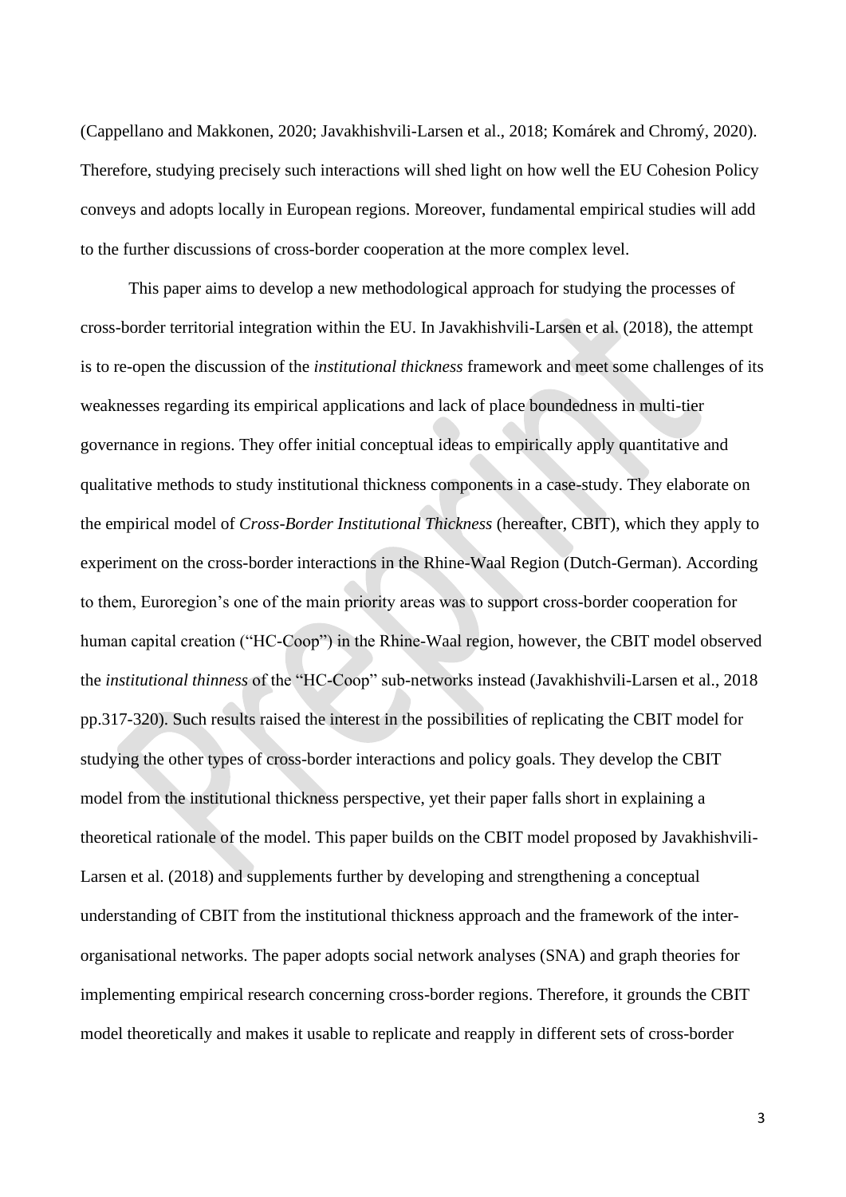(Cappellano and Makkonen, 2020; Javakhishvili-Larsen et al., 2018; Komárek and Chromý, 2020). Therefore, studying precisely such interactions will shed light on how well the EU Cohesion Policy conveys and adopts locally in European regions. Moreover, fundamental empirical studies will add to the further discussions of cross-border cooperation at the more complex level.

This paper aims to develop a new methodological approach for studying the processes of cross-border territorial integration within the EU. In Javakhishvili-Larsen et al. (2018), the attempt is to re-open the discussion of the *institutional thickness* framework and meet some challenges of its weaknesses regarding its empirical applications and lack of place boundedness in multi-tier governance in regions. They offer initial conceptual ideas to empirically apply quantitative and qualitative methods to study institutional thickness components in a case-study. They elaborate on the empirical model of *Cross-Border Institutional Thickness* (hereafter, CBIT), which they apply to experiment on the cross-border interactions in the Rhine-Waal Region (Dutch-German). According to them, Euroregion's one of the main priority areas was to support cross-border cooperation for human capital creation ("HC-Coop") in the Rhine-Waal region, however, the CBIT model observed the *institutional thinness* of the "HC-Coop" sub-networks instead (Javakhishvili-Larsen et al., 2018 pp.317-320). Such results raised the interest in the possibilities of replicating the CBIT model for studying the other types of cross-border interactions and policy goals. They develop the CBIT model from the institutional thickness perspective, yet their paper falls short in explaining a theoretical rationale of the model. This paper builds on the CBIT model proposed by Javakhishvili-Larsen et al. (2018) and supplements further by developing and strengthening a conceptual understanding of CBIT from the institutional thickness approach and the framework of the inter-organisational networks. The paper adopts social network analyses (SNA) and graph theories for implementing empirical research concerning cross-border regions. Therefore, it grounds the CBIT model theoretically and makes it usable to replicate and reapply in different sets of cross-border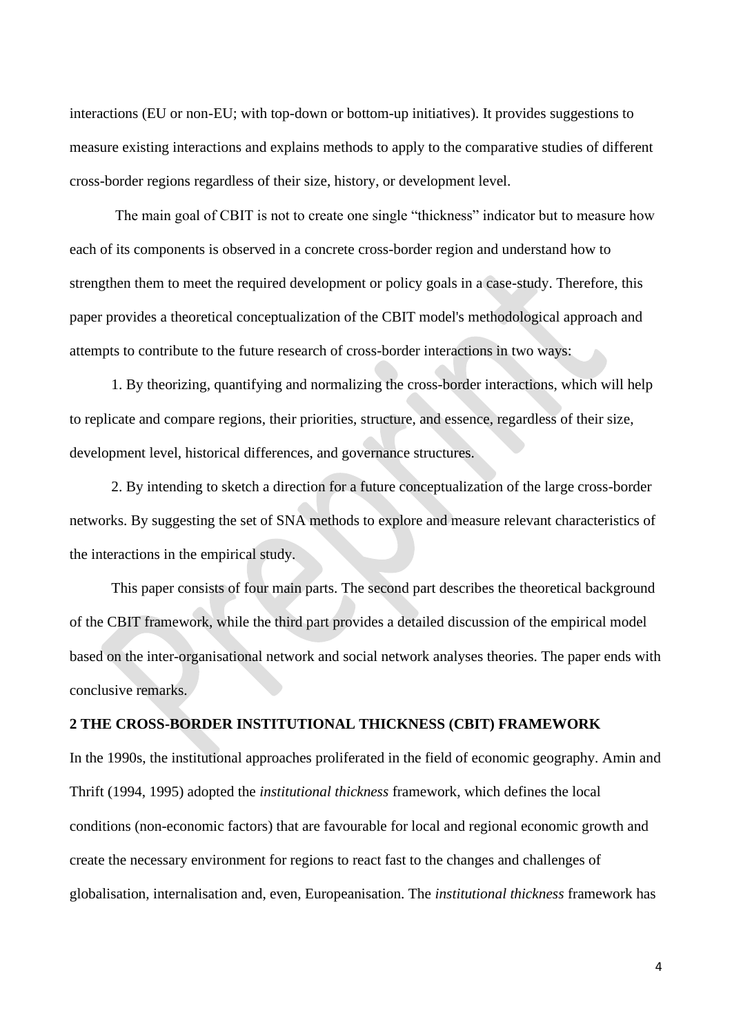interactions (EU or non-EU; with top-down or bottom-up initiatives). It provides suggestions to measure existing interactions and explains methods to apply to the comparative studies of different cross-border regions regardless of their size, history, or development level.

The main goal of CBIT is not to create one single "thickness" indicator but to measure how each of its components is observed in a concrete cross-border region and understand how to strengthen them to meet the required development or policy goals in a case-study. Therefore, this paper provides a theoretical conceptualization of the CBIT model's methodological approach and attempts to contribute to the future research of cross-border interactions in two ways:

1. By theorizing, quantifying and normalizing the cross-border interactions, which will help to replicate and compare regions, their priorities, structure, and essence, regardless of their size, development level, historical differences, and governance structures.

2. By intending to sketch a direction for a future conceptualization of the large cross-border networks. By suggesting the set of SNA methods to explore and measure relevant characteristics of the interactions in the empirical study.

This paper consists of four main parts. The second part describes the theoretical background of the CBIT framework, while the third part provides a detailed discussion of the empirical model based on the inter-organisational network and social network analyses theories. The paper ends with conclusive remarks.

## 2 THE CROSS-BORDER INSTITUTIONAL THICKNESS (CBIT) FRAMEWORK

In the 1990s, the institutional approaches proliferated in the field of economic geography. Amin and Thrift (1994, 1995) adopted the *institutional thickness* framework, which defines the local conditions (non-economic factors) that are favourable for local and regional economic growth and create the necessary environment for regions to react fast to the changes and challenges of globalisation, internalisation and, even, Europeanisation. The *institutional thickness* framework has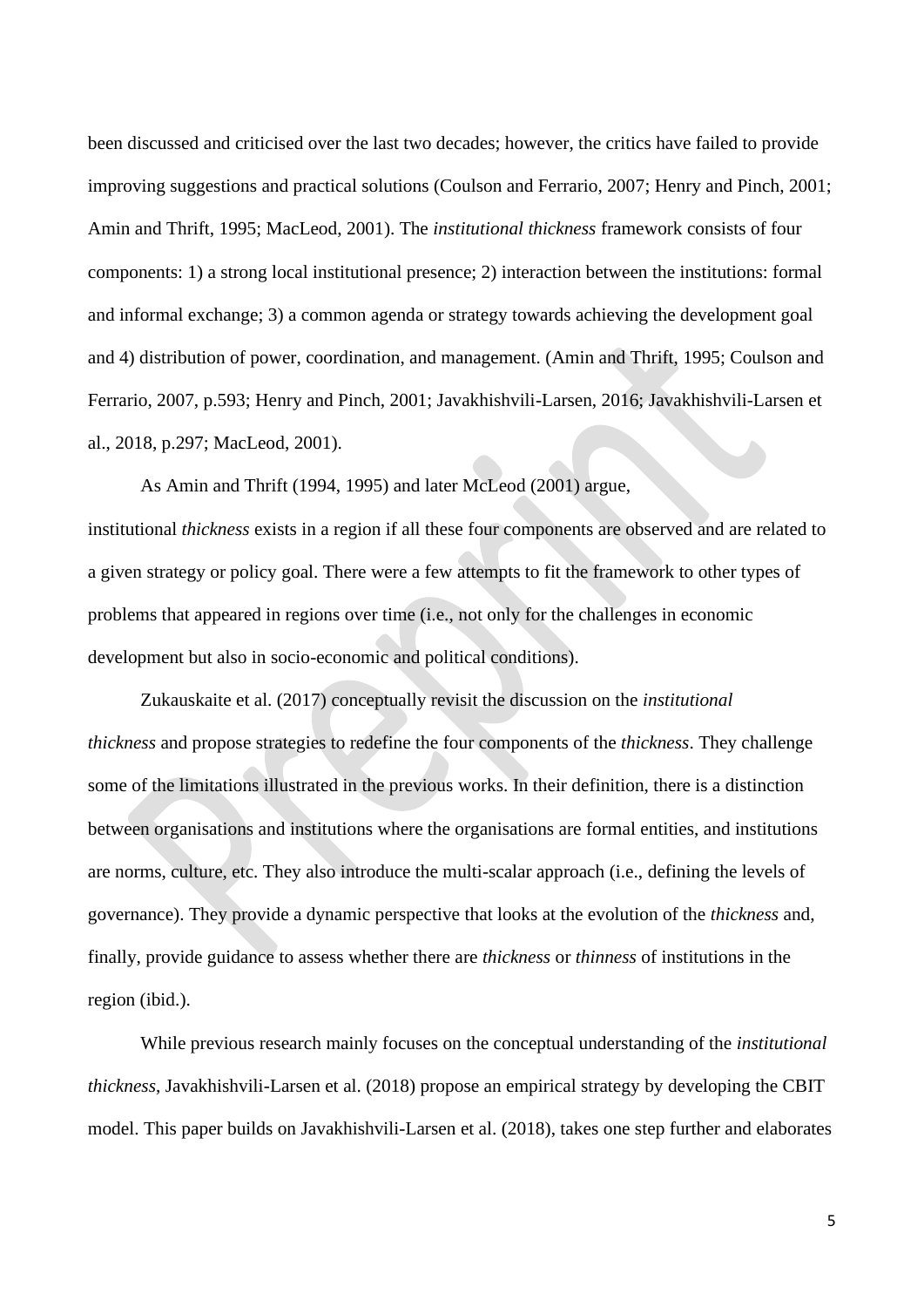been discussed and criticised over the last two decades; however, the critics have failed to provide improving suggestions and practical solutions (Coulson and Ferrario, 2007; Henry and Pinch, 2001; Amin and Thrift, 1995; MacLeod, 2001). The *institutional thickness* framework consists of four components: 1) a strong local institutional presence; 2) interaction between the institutions: formal and informal exchange; 3) a common agenda or strategy towards achieving the development goal and 4) distribution of power, coordination, and management. (Amin and Thrift, 1995; Coulson and Ferrario, 2007, p.593; Henry and Pinch, 2001; Javakhishvili-Larsen, 2016; Javakhishvili-Larsen et al., 2018, p.297; MacLeod, 2001).

As Amin and Thrift (1994, 1995) and later McLeod (2001) argue, institutional *thickness* exists in a region if all these four components are observed and are related to a given strategy or policy goal. There were a few attempts to fit the framework to other types of problems that appeared in regions over time (i.e., not only for the challenges in economic development but also in socio-economic and political conditions).

Zukauskaite et al. (2017) conceptually revisit the discussion on the *institutional thickness* and propose strategies to redefine the four components of the *thickness*. They challenge some of the limitations illustrated in the previous works. In their definition, there is a distinction between organisations and institutions where the organisations are formal entities, and institutions are norms, culture, etc. They also introduce the multi-scalar approach (i.e., defining the levels of governance). They provide a dynamic perspective that looks at the evolution of the *thickness* and, finally, provide guidance to assess whether there are *thickness* or *thinness* of institutions in the region (ibid.).

While previous research mainly focuses on the conceptual understanding of the *institutional thickness*, Javakhishvili-Larsen et al. (2018) propose an empirical strategy by developing the CBIT model. This paper builds on Javakhishvili-Larsen et al. (2018), takes one step further and elaborates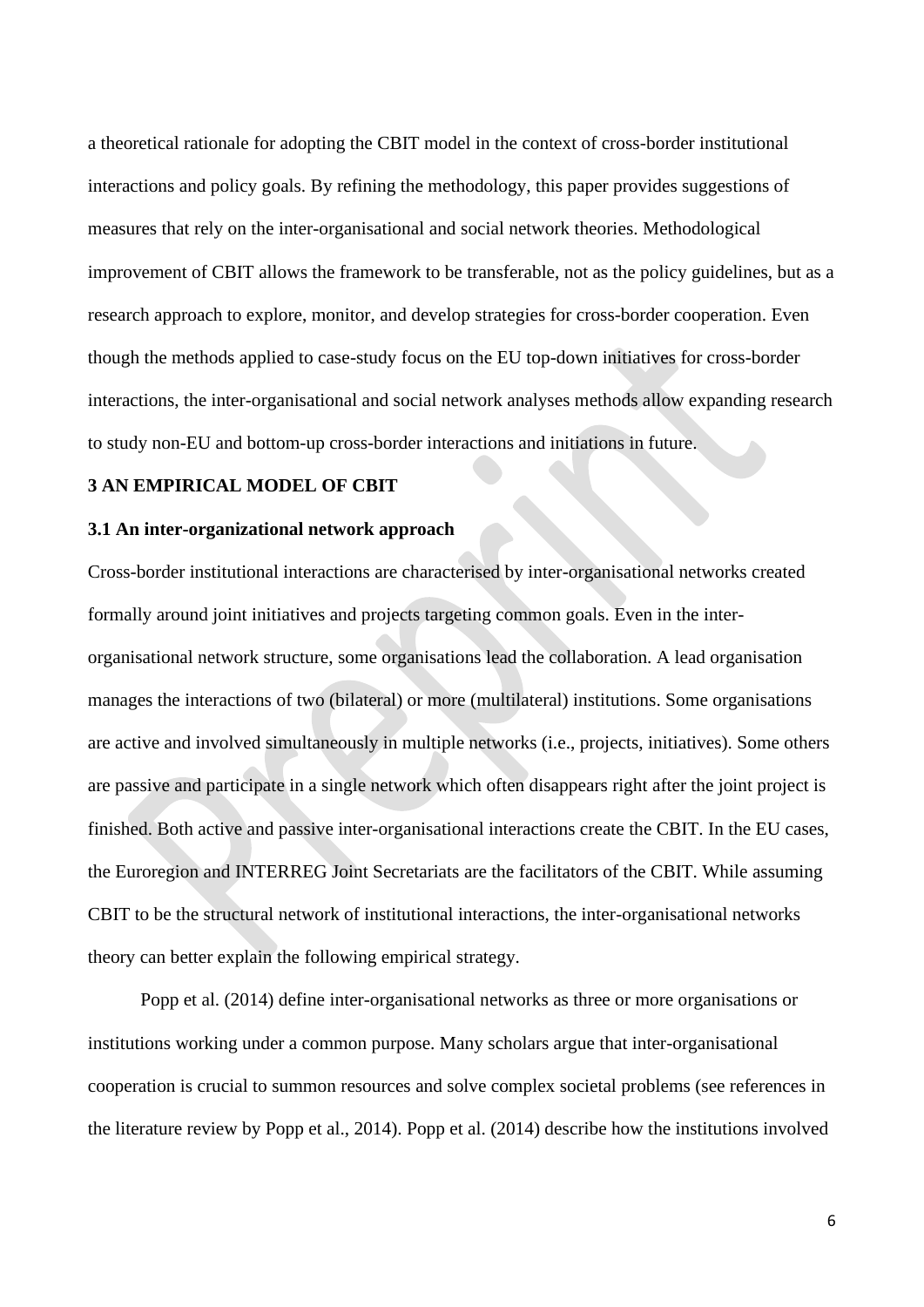a theoretical rationale for adopting the CBIT model in the context of cross-border institutional interactions and policy goals. By refining the methodology, this paper provides suggestions of measures that rely on the inter-organisational and social network theories. Methodological improvement of CBIT allows the framework to be transferable, not as the policy guidelines, but as a research approach to explore, monitor, and develop strategies for cross-border cooperation. Even though the methods applied to case-study focus on the EU top-down initiatives for cross-border interactions, the inter-organisational and social network analyses methods allow expanding research to study non-EU and bottom-up cross-border interactions and initiations in future.

## 3 AN EMPIRICAL MODEL OF CBIT

### 3.1 An inter-organizational network approach

Cross-border institutional interactions are characterised by inter-organisational networks created formally around joint initiatives and projects targeting common goals. Even in the inter-organisational network structure, some organisations lead the collaboration. A lead organisation manages the interactions of two (bilateral) or more (multilateral) institutions. Some organisations are active and involved simultaneously in multiple networks (i.e., projects, initiatives). Some others are passive and participate in a single network which often disappears right after the joint project is finished. Both active and passive inter-organisational interactions create the CBIT. In the EU cases, the Euroregion and INTERREG Joint Secretariats are the facilitators of the CBIT. While assuming CBIT to be the structural network of institutional interactions, the inter-organisational networks theory can better explain the following empirical strategy.

Popp et al. (2014) define inter-organisational networks as three or more organisations or institutions working under a common purpose. Many scholars argue that inter-organisational cooperation is crucial to summon resources and solve complex societal problems (see references in the literature review by Popp et al., 2014). Popp et al. (2014) describe how the institutions involved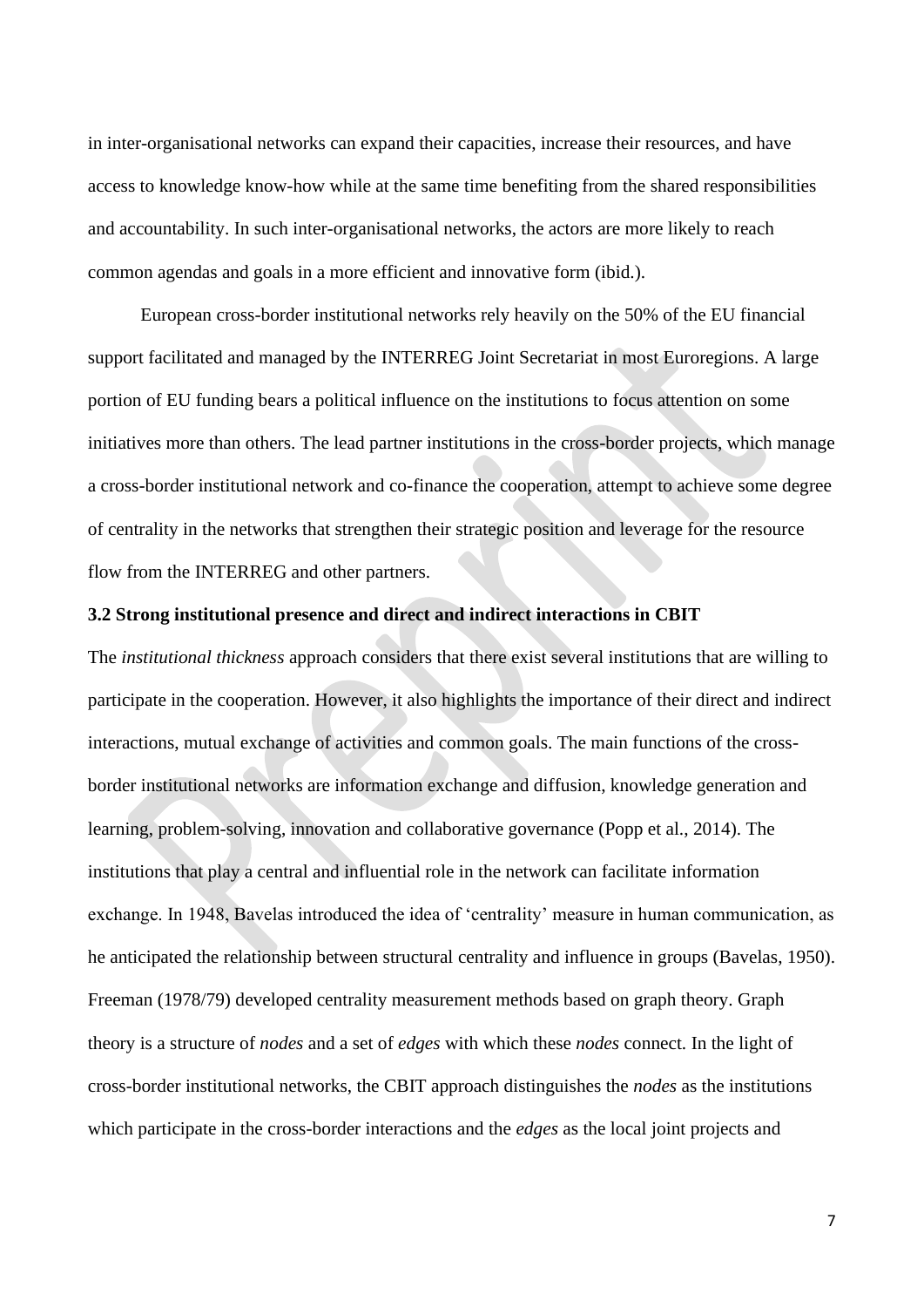in inter-organisational networks can expand their capacities, increase their resources, and have access to knowledge know-how while at the same time benefiting from the shared responsibilities and accountability. In such inter-organisational networks, the actors are more likely to reach common agendas and goals in a more efficient and innovative form (ibid.).

European cross-border institutional networks rely heavily on the 50% of the EU financial support facilitated and managed by the INTERREG Joint Secretariat in most Euroregions. A large portion of EU funding bears a political influence on the institutions to focus attention on some initiatives more than others. The lead partner institutions in the cross-border projects, which manage a cross-border institutional network and co-finance the cooperation, attempt to achieve some degree of centrality in the networks that strengthen their strategic position and leverage for the resource flow from the INTERREG and other partners.

### 3.2 Strong institutional presence and direct and indirect interactions in CBIT

The *institutional thickness* approach considers that there exist several institutions that are willing to participate in the cooperation. However, it also highlights the importance of their direct and indirect interactions, mutual exchange of activities and common goals. The main functions of the cross-border institutional networks are information exchange and diffusion, knowledge generation and learning, problem-solving, innovation and collaborative governance (Popp et al., 2014). The institutions that play a central and influential role in the network can facilitate information exchange. In 1948, Bavelas introduced the idea of 'centrality' measure in human communication, as he anticipated the relationship between structural centrality and influence in groups (Bavelas, 1950). Freeman (1978/79) developed centrality measurement methods based on graph theory. Graph theory is a structure of *nodes* and a set of *edges* with which these *nodes* connect. In the light of cross-border institutional networks, the CBIT approach distinguishes the *nodes* as the institutions which participate in the cross-border interactions and the *edges* as the local joint projects and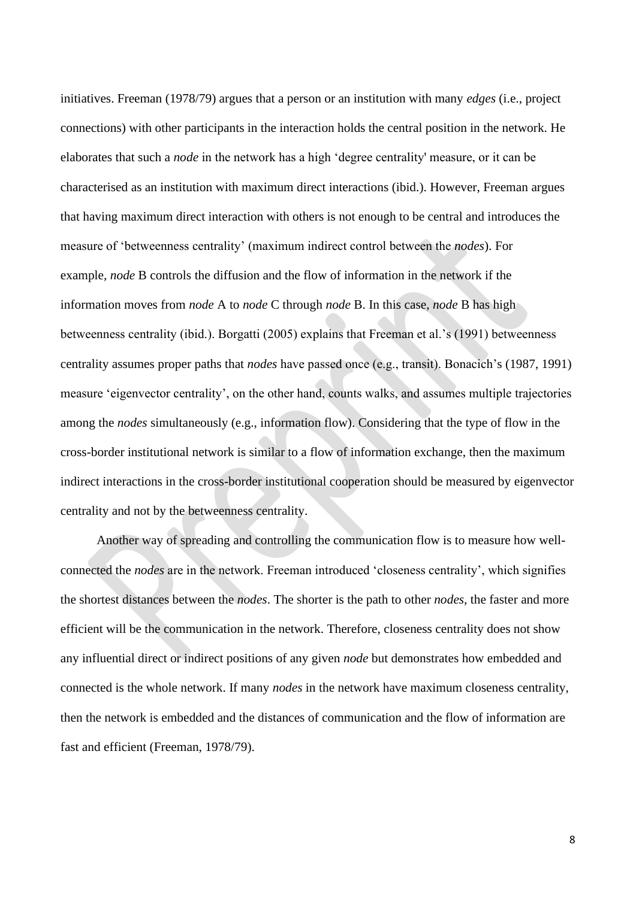initiatives. Freeman (1978/79) argues that a person or an institution with many *edges* (i.e., project connections) with other participants in the interaction holds the central position in the network. He elaborates that such a *node* in the network has a high 'degree centrality' measure, or it can be characterised as an institution with maximum direct interactions (ibid.). However, Freeman argues that having maximum direct interaction with others is not enough to be central and introduces the measure of 'betweenness centrality' (maximum indirect control between the *nodes*). For example, *node* B controls the diffusion and the flow of information in the network if the information moves from *node* A to *node* C through *node* B. In this case, *node* B has high betweenness centrality (ibid.). Borgatti (2005) explains that Freeman et al.'s (1991) betweenness centrality assumes proper paths that *nodes* have passed once (e.g., transit). Bonacich's (1987, 1991) measure 'eigenvector centrality', on the other hand, counts walks, and assumes multiple trajectories among the *nodes* simultaneously (e.g., information flow). Considering that the type of flow in the cross-border institutional network is similar to a flow of information exchange, then the maximum indirect interactions in the cross-border institutional cooperation should be measured by eigenvector centrality and not by the betweenness centrality.

Another way of spreading and controlling the communication flow is to measure how well-connected the *nodes* are in the network. Freeman introduced 'closeness centrality', which signifies the shortest distances between the *nodes*. The shorter is the path to other *nodes*, the faster and more efficient will be the communication in the network. Therefore, closeness centrality does not show any influential direct or indirect positions of any given *node* but demonstrates how embedded and connected is the whole network. If many *nodes* in the network have maximum closeness centrality, then the network is embedded and the distances of communication and the flow of information are fast and efficient (Freeman, 1978/79).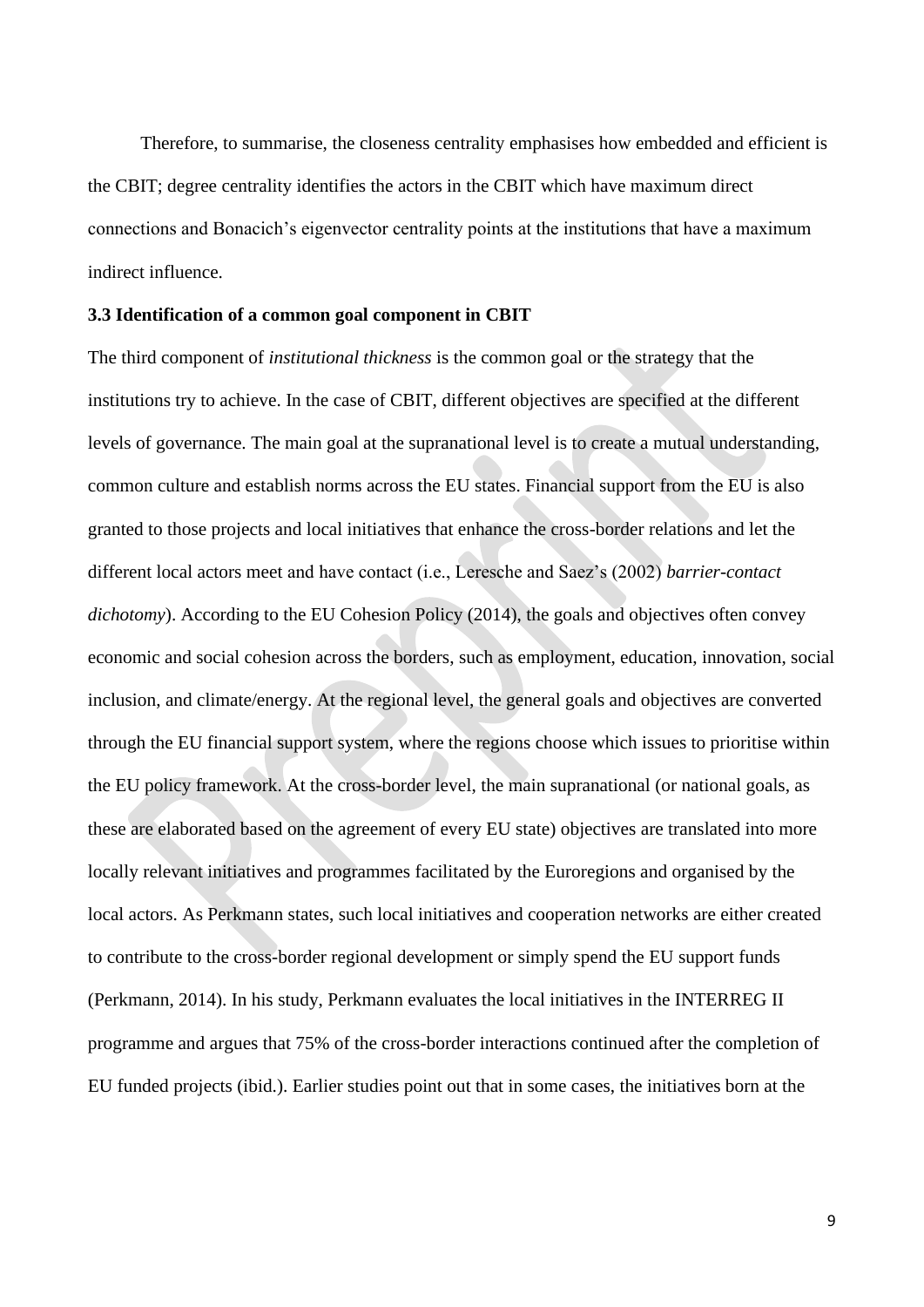Therefore, to summarise, the closeness centrality emphasises how embedded and efficient is the CBIT; degree centrality identifies the actors in the CBIT which have maximum direct connections and Bonacich's eigenvector centrality points at the institutions that have a maximum indirect influence.

### 3.3 Identification of a common goal component in CBIT

The third component of *institutional thickness* is the common goal or the strategy that the institutions try to achieve. In the case of CBIT, different objectives are specified at the different levels of governance. The main goal at the supranational level is to create a mutual understanding, common culture and establish norms across the EU states. Financial support from the EU is also granted to those projects and local initiatives that enhance the cross-border relations and let the different local actors meet and have contact (i.e., Leresche and Saez's (2002) *barrier-contact dichotomy*). According to the EU Cohesion Policy (2014), the goals and objectives often convey economic and social cohesion across the borders, such as employment, education, innovation, social inclusion, and climate/energy. At the regional level, the general goals and objectives are converted through the EU financial support system, where the regions choose which issues to prioritise within the EU policy framework. At the cross-border level, the main supranational (or national goals, as these are elaborated based on the agreement of every EU state) objectives are translated into more locally relevant initiatives and programmes facilitated by the Euroregions and organised by the local actors. As Perkmann states, such local initiatives and cooperation networks are either created to contribute to the cross-border regional development or simply spend the EU support funds (Perkmann, 2014). In his study, Perkmann evaluates the local initiatives in the INTERREG II programme and argues that 75% of the cross-border interactions continued after the completion of EU funded projects (ibid.). Earlier studies point out that in some cases, the initiatives born at the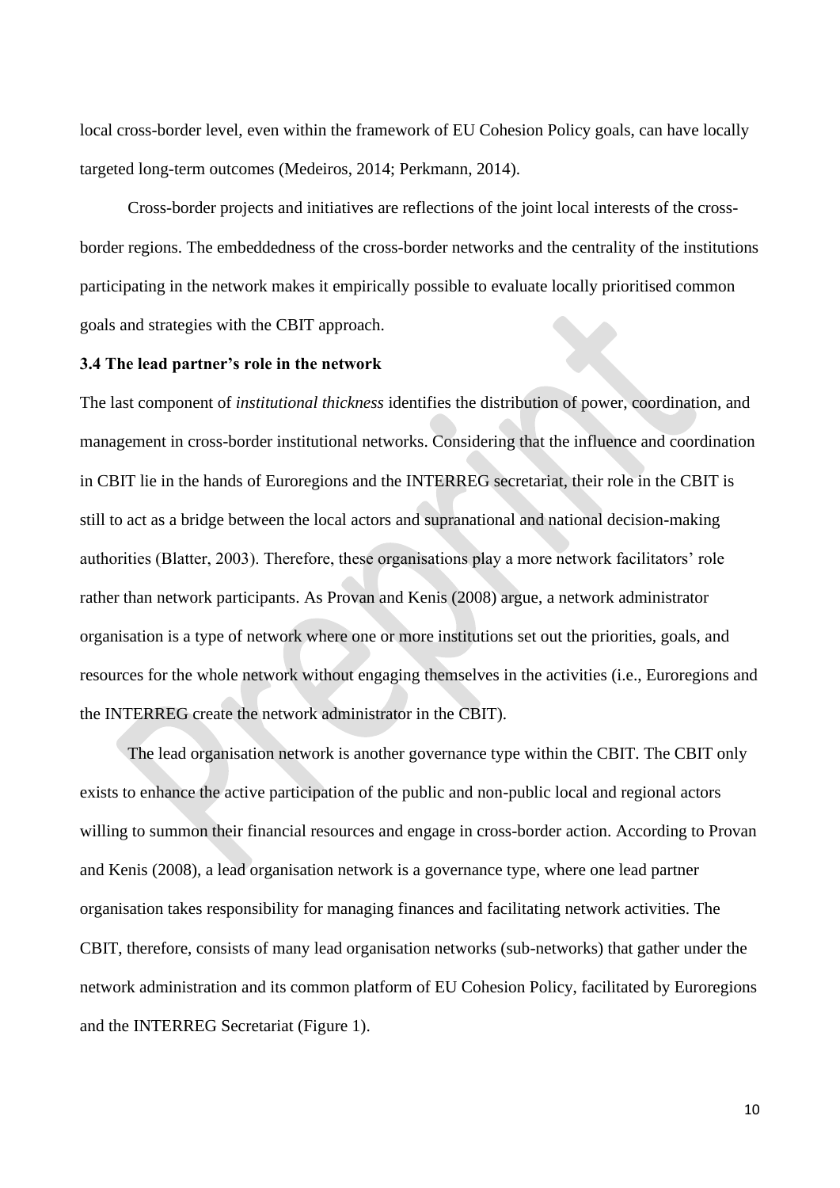local cross-border level, even within the framework of EU Cohesion Policy goals, can have locally targeted long-term outcomes (Medeiros, 2014; Perkmann, 2014).

Cross-border projects and initiatives are reflections of the joint local interests of the cross-border regions. The embeddedness of the cross-border networks and the centrality of the institutions participating in the network makes it empirically possible to evaluate locally prioritised common goals and strategies with the CBIT approach.

### 3.4 The lead partner's role in the network

The last component of *institutional thickness* identifies the distribution of power, coordination, and management in cross-border institutional networks. Considering that the influence and coordination in CBIT lie in the hands of Euroregions and the INTERREG secretariat, their role in the CBIT is still to act as a bridge between the local actors and supranational and national decision-making authorities (Blatter, 2003). Therefore, these organisations play a more network facilitators' role rather than network participants. As Provan and Kenis (2008) argue, a network administrator organisation is a type of network where one or more institutions set out the priorities, goals, and resources for the whole network without engaging themselves in the activities (i.e., Euroregions and the INTERREG create the network administrator in the CBIT).

The lead organisation network is another governance type within the CBIT. The CBIT only exists to enhance the active participation of the public and non-public local and regional actors willing to summon their financial resources and engage in cross-border action. According to Provan and Kenis (2008), a lead organisation network is a governance type, where one lead partner organisation takes responsibility for managing finances and facilitating network activities. The CBIT, therefore, consists of many lead organisation networks (sub-networks) that gather under the network administration and its common platform of EU Cohesion Policy, facilitated by Euroregions and the INTERREG Secretariat (Figure 1).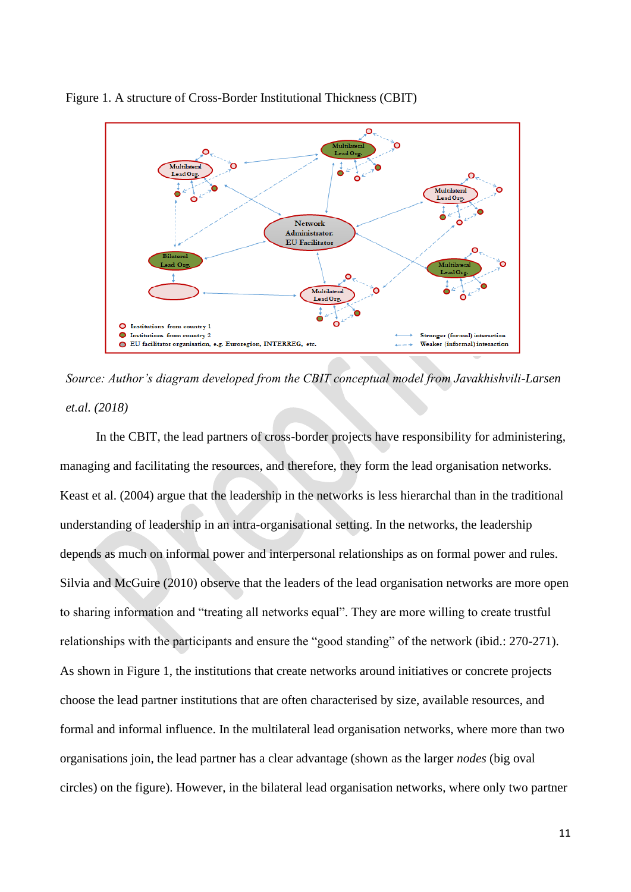Figure 1. A structure of Cross-Border Institutional Thickness (CBIT)

*Source: Author's diagram developed from the CBIT conceptual model from Javakhishvili-Larsen et.al. (2018)*

In the CBIT, the lead partners of cross-border projects have responsibility for administering, managing and facilitating the resources, and therefore, they form the lead organisation networks. Keast et al. (2004) argue that the leadership in the networks is less hierarchal than in the traditional understanding of leadership in an intra-organisational setting. In the networks, the leadership depends as much on informal power and interpersonal relationships as on formal power and rules. Silvia and McGuire (2010) observe that the leaders of the lead organisation networks are more open to sharing information and "treating all networks equal". They are more willing to create trustful relationships with the participants and ensure the "good standing" of the network (ibid.: 270-271). As shown in Figure 1, the institutions that create networks around initiatives or concrete projects choose the lead partner institutions that are often characterised by size, available resources, and formal and informal influence. In the multilateral lead organisation networks, where more than two organisations join, the lead partner has a clear advantage (shown as the larger *nodes* (big oval circles) on the figure). However, in the bilateral lead organisation networks, where only two partner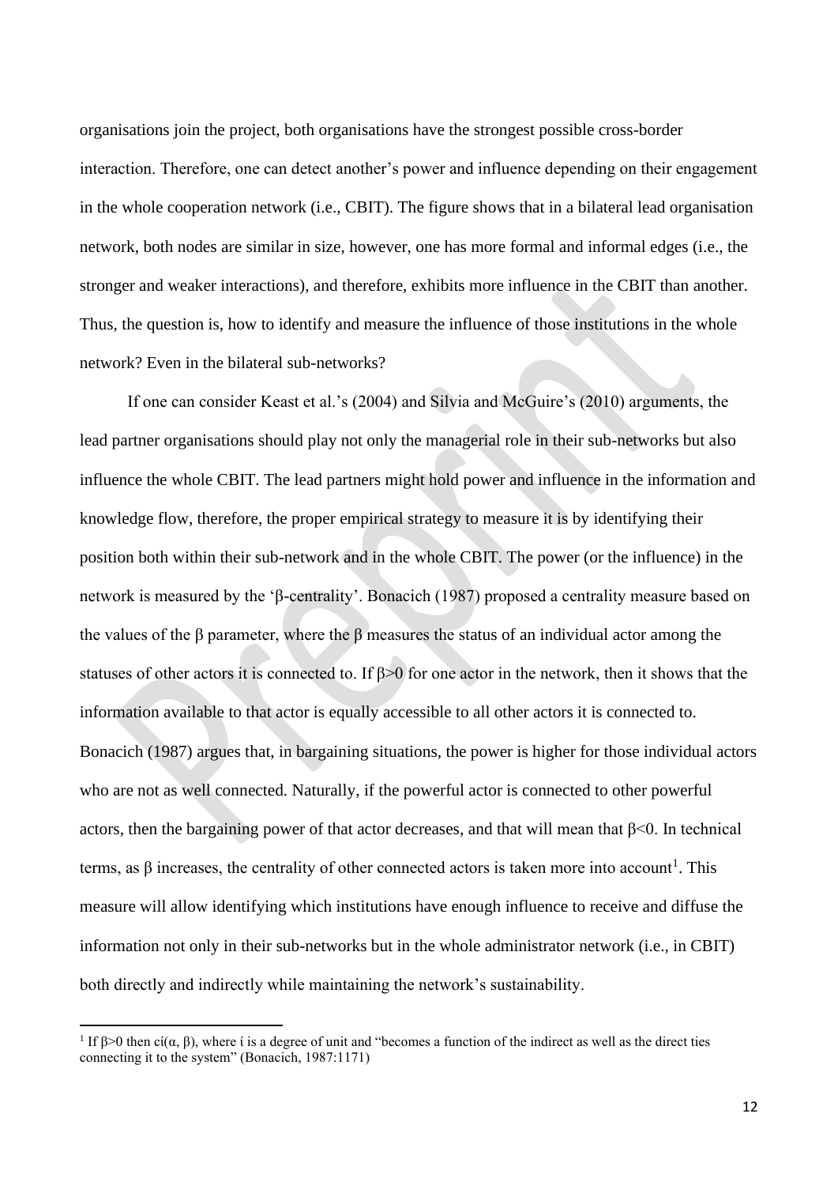organisations join the project, both organisations have the strongest possible cross-border interaction. Therefore, one can detect another's power and influence depending on their engagement in the whole cooperation network (i.e., CBIT). The figure shows that in a bilateral lead organisation network, both nodes are similar in size, however, one has more formal and informal edges (i.e., the stronger and weaker interactions), and therefore, exhibits more influence in the CBIT than another. Thus, the question is, how to identify and measure the influence of those institutions in the whole network? Even in the bilateral sub-networks?

If one can consider Keast et al.'s (2004) and Silvia and McGuire's (2010) arguments, the lead partner organisations should play not only the managerial role in their sub-networks but also influence the whole CBIT. The lead partners might hold power and influence in the information and knowledge flow, therefore, the proper empirical strategy to measure it is by identifying their position both within their sub-network and in the whole CBIT. The power (or the influence) in the network is measured by the 'β-centrality'. Bonacich (1987) proposed a centrality measure based on the values of the β parameter, where the β measures the status of an individual actor among the statuses of other actors it is connected to. If $\beta>0$ for one actor in the network, then it shows that the information available to that actor is equally accessible to all other actors it is connected to. Bonacich (1987) argues that, in bargaining situations, the power is higher for those individual actors who are not as well connected. Naturally, if the powerful actor is connected to other powerful actors, then the bargaining power of that actor decreases, and that will mean that $\beta<0$. In technical terms, as β increases, the centrality of other connected actors is taken more into account[1]. This measure will allow identifying which institutions have enough influence to receive and diffuse the information not only in their sub-networks but in the whole administrator network (i.e., in CBIT) both directly and indirectly while maintaining the network's sustainability.

---

[1] If $\beta>0$ then $c_i(\alpha, \beta)$, where i is a degree of unit and "becomes a function of the indirect as well as the direct ties connecting it to the system" (Bonacich, 1987:1171)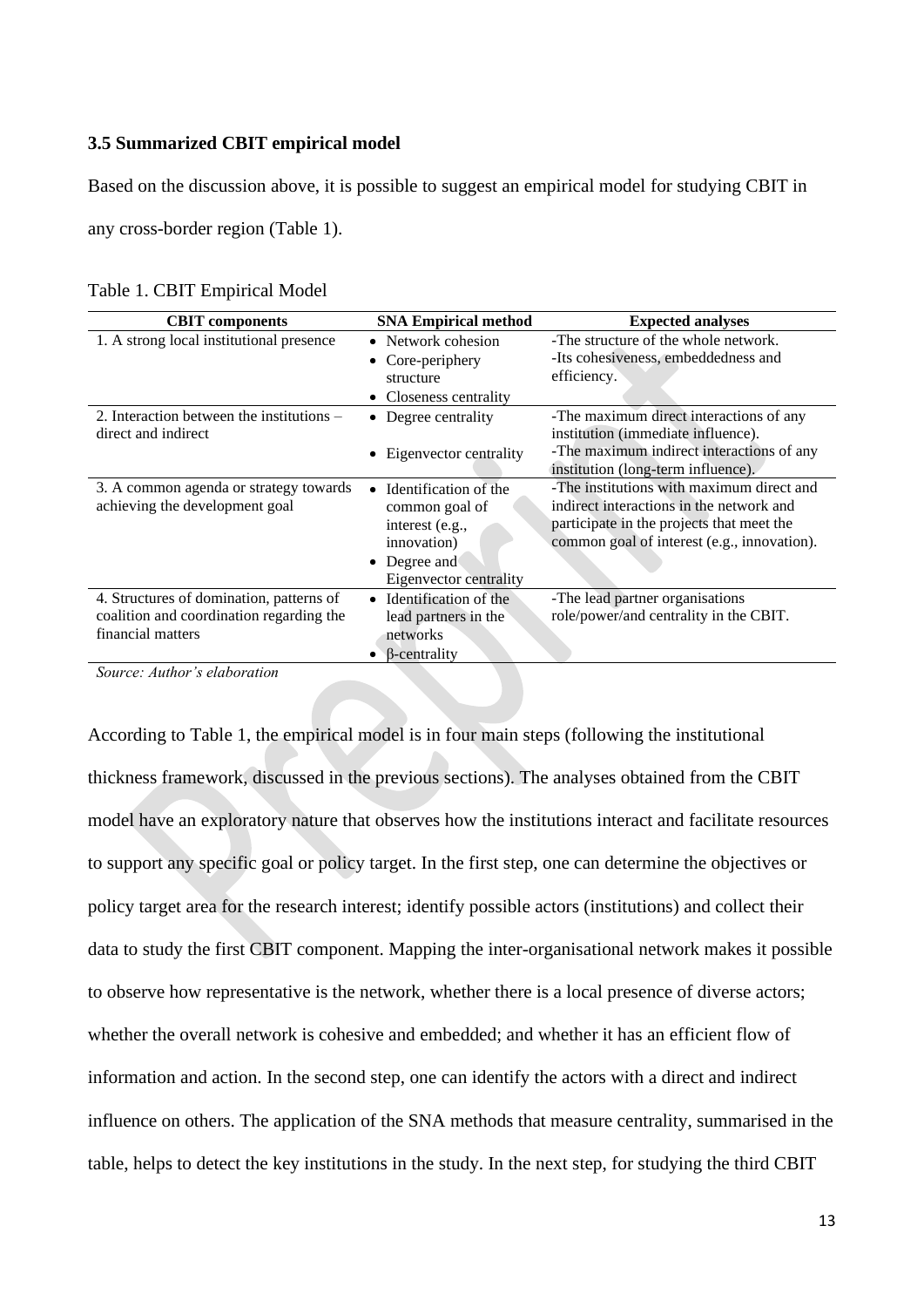### 3.5 Summarized CBIT empirical model

Based on the discussion above, it is possible to suggest an empirical model for studying CBIT in any cross-border region (Table 1).

Table 1. CBIT Empirical Model

| CBIT components | SNA Empirical method | Expected analyses |
|---|---|---|
| 1. A strong local institutional presence | • Network cohesion<br>• Core-periphery structure<br>• Closeness centrality | -The structure of the whole network.<br>-Its cohesiveness, embeddedness and efficiency. |
| 2. Interaction between the institutions – direct and indirect | • Degree centrality<br>• Eigenvector centrality | -The maximum direct interactions of any institution (immediate influence).<br>-The maximum indirect interactions of any institution (long-term influence). |
| 3. A common agenda or strategy towards achieving the development goal | • Identification of the common goal of interest (e.g., innovation)<br>• Degree and Eigenvector centrality | -The institutions with maximum direct and indirect interactions in the network and participate in the projects that meet the common goal of interest (e.g., innovation). |
| 4. Structures of domination, patterns of coalition and coordination regarding the financial matters | • Identification of the lead partners in the networks<br>• β-centrality | -The lead partner organisations role/power/and centrality in the CBIT. |

*Source: Author's elaboration*

According to Table 1, the empirical model is in four main steps (following the institutional thickness framework, discussed in the previous sections). The analyses obtained from the CBIT model have an exploratory nature that observes how the institutions interact and facilitate resources to support any specific goal or policy target. In the first step, one can determine the objectives or policy target area for the research interest; identify possible actors (institutions) and collect their data to study the first CBIT component. Mapping the inter-organisational network makes it possible to observe how representative is the network, whether there is a local presence of diverse actors; whether the overall network is cohesive and embedded; and whether it has an efficient flow of information and action. In the second step, one can identify the actors with a direct and indirect influence on others. The application of the SNA methods that measure centrality, summarised in the table, helps to detect the key institutions in the study. In the next step, for studying the third CBIT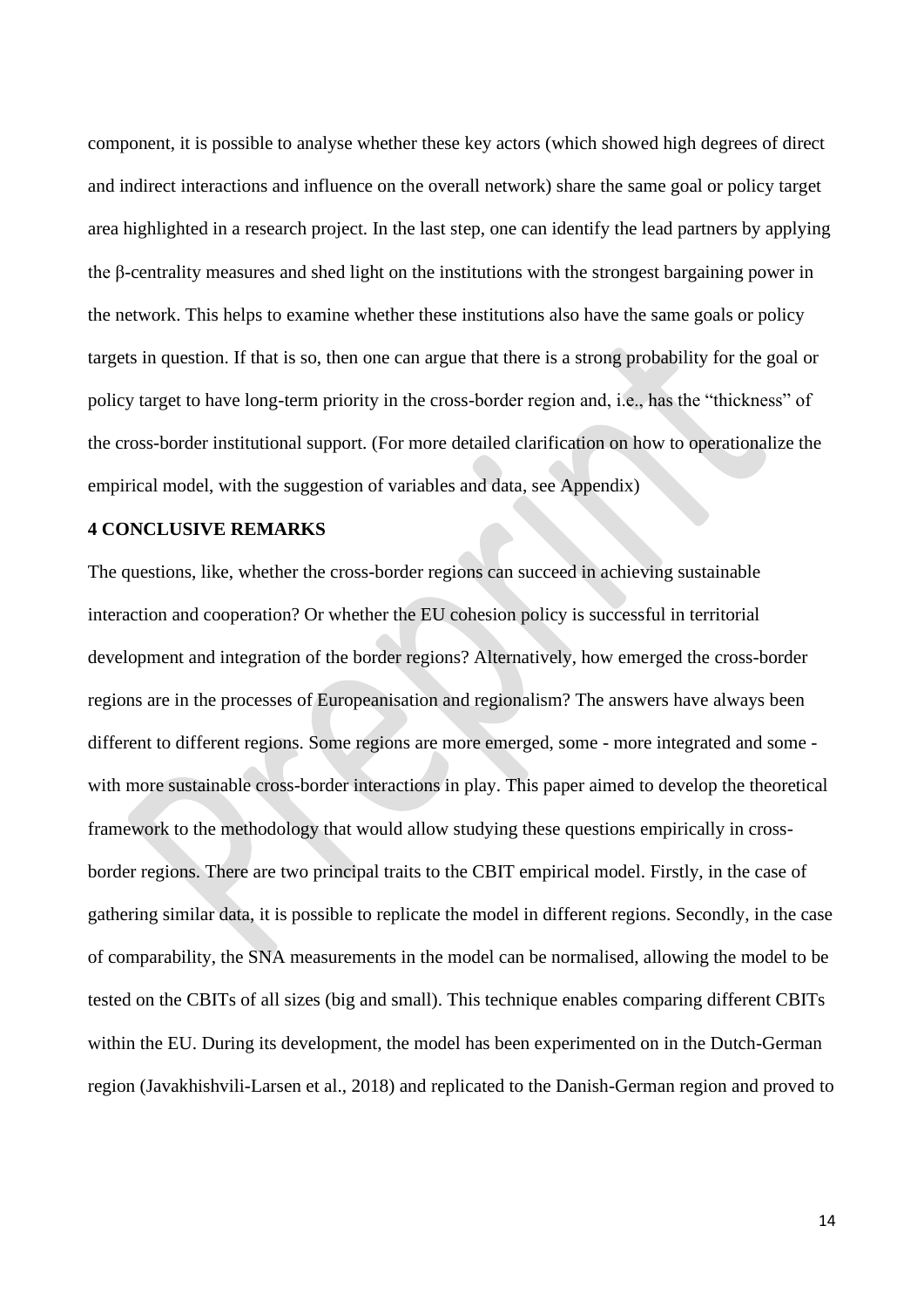component, it is possible to analyse whether these key actors (which showed high degrees of direct and indirect interactions and influence on the overall network) share the same goal or policy target area highlighted in a research project. In the last step, one can identify the lead partners by applying the β-centrality measures and shed light on the institutions with the strongest bargaining power in the network. This helps to examine whether these institutions also have the same goals or policy targets in question. If that is so, then one can argue that there is a strong probability for the goal or policy target to have long-term priority in the cross-border region and, i.e., has the "thickness" of the cross-border institutional support. (For more detailed clarification on how to operationalize the empirical model, with the suggestion of variables and data, see Appendix)

## 4 CONCLUSIVE REMARKS

The questions, like, whether the cross-border regions can succeed in achieving sustainable interaction and cooperation? Or whether the EU cohesion policy is successful in territorial development and integration of the border regions? Alternatively, how emerged the cross-border regions are in the processes of Europeanisation and regionalism? The answers have always been different to different regions. Some regions are more emerged, some - more integrated and some - with more sustainable cross-border interactions in play. This paper aimed to develop the theoretical framework to the methodology that would allow studying these questions empirically in cross-border regions. There are two principal traits to the CBIT empirical model. Firstly, in the case of gathering similar data, it is possible to replicate the model in different regions. Secondly, in the case of comparability, the SNA measurements in the model can be normalised, allowing the model to be tested on the CBITs of all sizes (big and small). This technique enables comparing different CBITs within the EU. During its development, the model has been experimented on in the Dutch-German region (Javakhishvili-Larsen et al., 2018) and replicated to the Danish-German region and proved to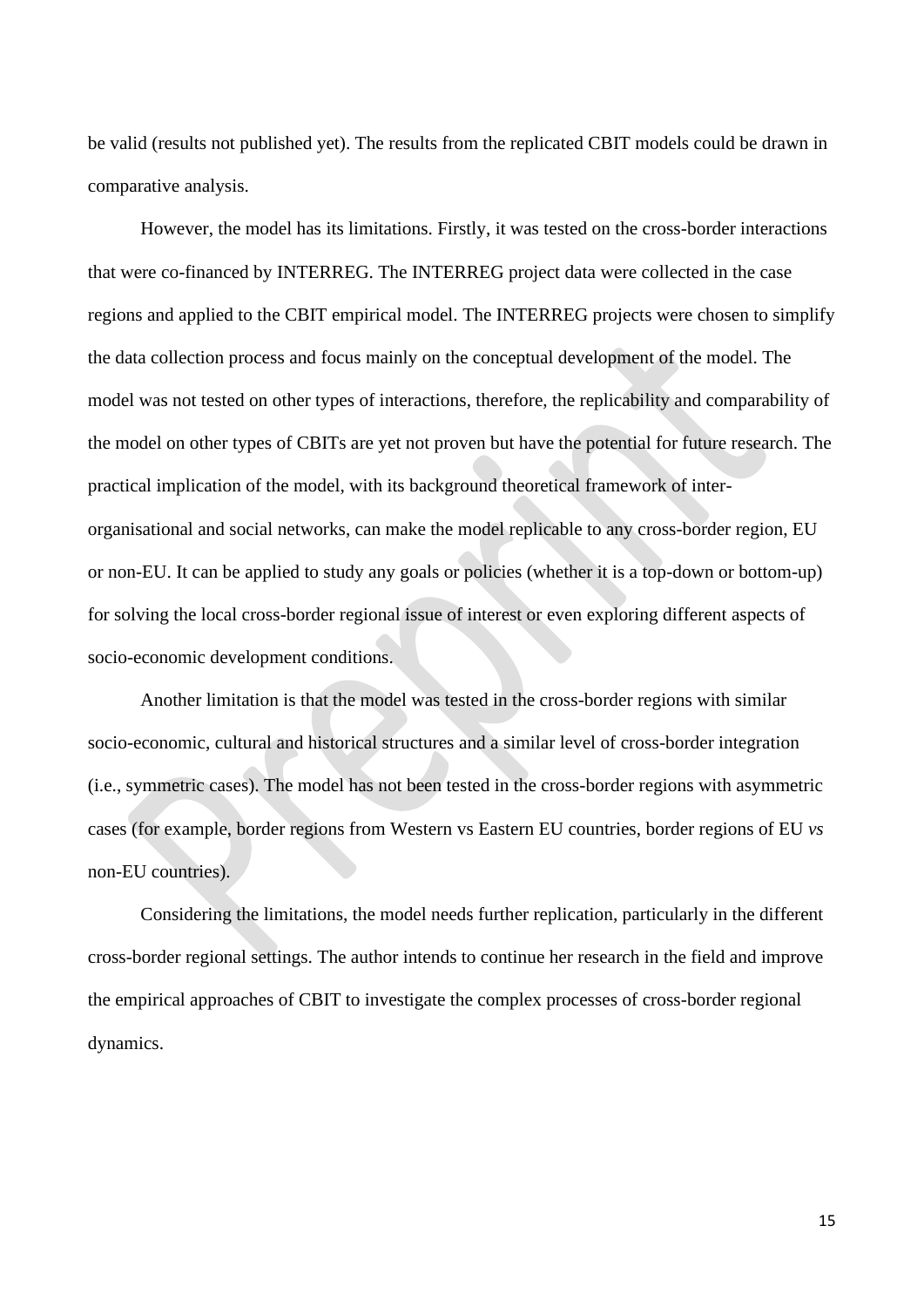be valid (results not published yet). The results from the replicated CBIT models could be drawn in comparative analysis.

However, the model has its limitations. Firstly, it was tested on the cross-border interactions that were co-financed by INTERREG. The INTERREG project data were collected in the case regions and applied to the CBIT empirical model. The INTERREG projects were chosen to simplify the data collection process and focus mainly on the conceptual development of the model. The model was not tested on other types of interactions, therefore, the replicability and comparability of the model on other types of CBITs are yet not proven but have the potential for future research. The practical implication of the model, with its background theoretical framework of inter-organisational and social networks, can make the model replicable to any cross-border region, EU or non-EU. It can be applied to study any goals or policies (whether it is a top-down or bottom-up) for solving the local cross-border regional issue of interest or even exploring different aspects of socio-economic development conditions.

Another limitation is that the model was tested in the cross-border regions with similar socio-economic, cultural and historical structures and a similar level of cross-border integration (i.e., symmetric cases). The model has not been tested in the cross-border regions with asymmetric cases (for example, border regions from Western vs Eastern EU countries, border regions of EU *vs* non-EU countries).

Considering the limitations, the model needs further replication, particularly in the different cross-border regional settings. The author intends to continue her research in the field and improve the empirical approaches of CBIT to investigate the complex processes of cross-border regional dynamics.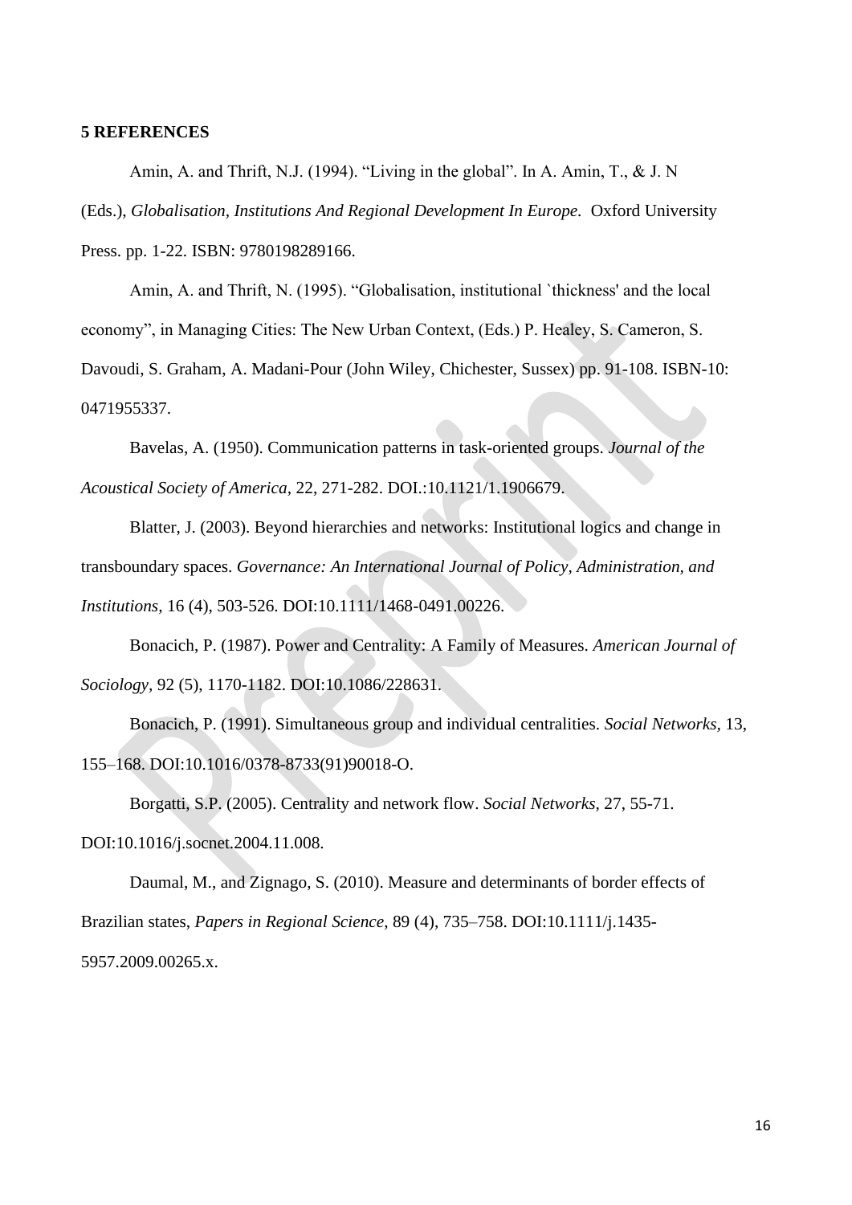**5 REFERENCES**

Amin, A. and Thrift, N.J. (1994). “Living in the global”. In A. Amin, T., & J. N (Eds.), *Globalisation, Institutions And Regional Development In Europe*. Oxford University Press. pp. 1-22. ISBN: 9780198289166.

Amin, A. and Thrift, N. (1995). “Globalisation, institutional `thickness' and the local economy”, in Managing Cities: The New Urban Context, (Eds.) P. Healey, S. Cameron, S. Davoudi, S. Graham, A. Madani-Pour (John Wiley, Chichester, Sussex) pp. 91-108. ISBN-10: 0471955337.

Bavelas, A. (1950). Communication patterns in task-oriented groups. *Journal of the Acoustical Society of America*, 22, 271-282. DOI.:10.1121/1.1906679.

Blatter, J. (2003). Beyond hierarchies and networks: Institutional logics and change in transboundary spaces. *Governance: An International Journal of Policy, Administration, and Institutions*, 16 (4), 503-526. DOI:10.1111/1468-0491.00226.

Bonacich, P. (1987). Power and Centrality: A Family of Measures. *American Journal of Sociology*, 92 (5), 1170-1182. DOI:10.1086/228631.

Bonacich, P. (1991). Simultaneous group and individual centralities. *Social Networks*, 13, 155–168. DOI:10.1016/0378-8733(91)90018-O.

Borgatti, S.P. (2005). Centrality and network flow. *Social Networks*, 27, 55-71. DOI:10.1016/j.socnet.2004.11.008.

Daumal, M., and Zignago, S. (2010). Measure and determinants of border effects of Brazilian states, *Papers in Regional Science*, 89 (4), 735–758. DOI:10.1111/j.1435-5957.2009.00265.x.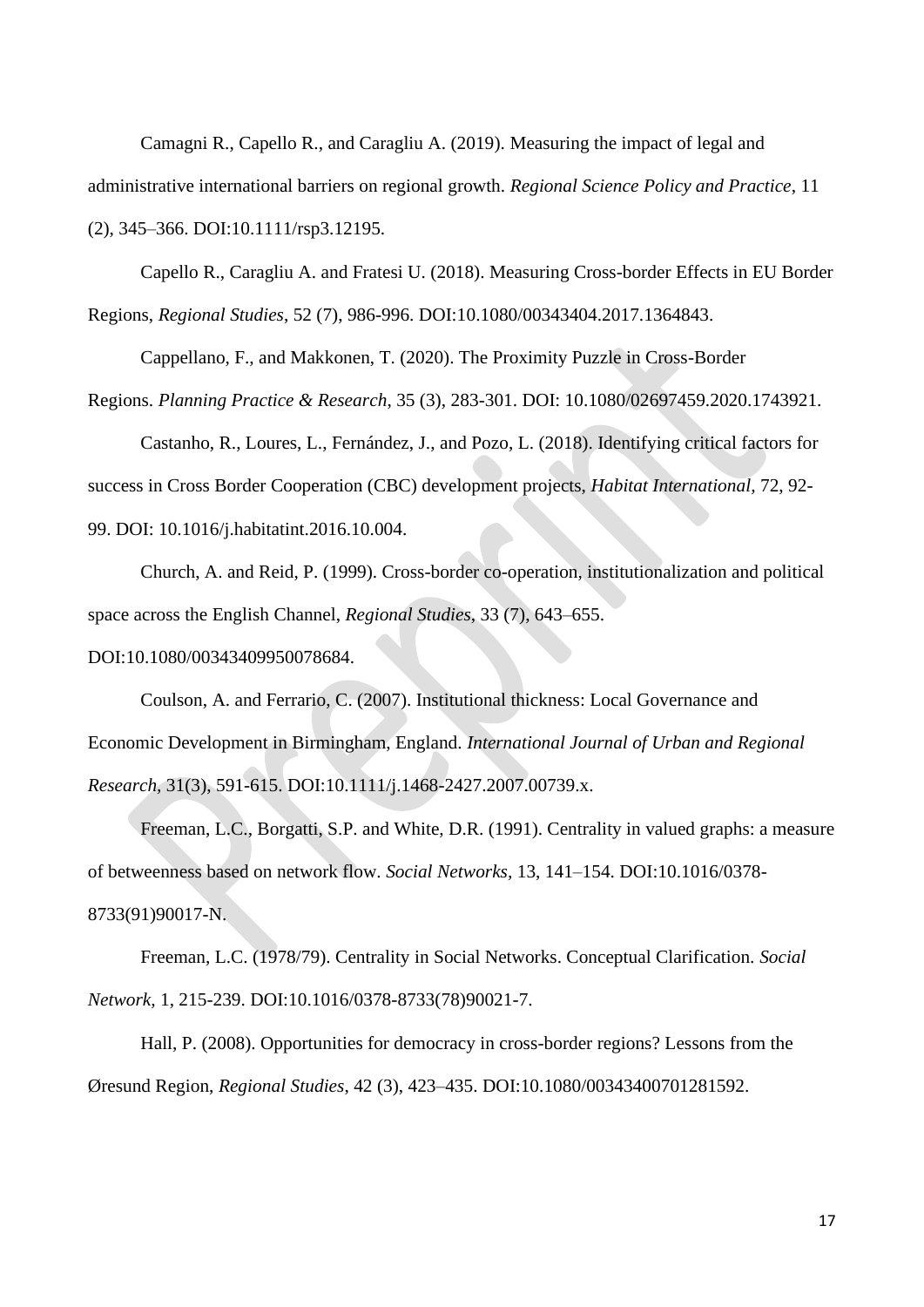Camagni R., Capello R., and Caragliu A. (2019). Measuring the impact of legal and administrative international barriers on regional growth. *Regional Science Policy and Practice*, 11 (2), 345–366. DOI:10.1111/rsp3.12195.

Capello R., Caragliu A. and Fratesi U. (2018). Measuring Cross-border Effects in EU Border Regions, *Regional Studies*, 52 (7), 986-996. DOI:10.1080/00343404.2017.1364843.

Cappellano, F., and Makkonen, T. (2020). The Proximity Puzzle in Cross-Border Regions. *Planning Practice & Research*, 35 (3), 283-301. DOI: 10.1080/02697459.2020.1743921.

Castanho, R., Loures, L., Fernández, J., and Pozo, L. (2018). Identifying critical factors for success in Cross Border Cooperation (CBC) development projects, *Habitat International*, 72, 92-99. DOI: 10.1016/j.habitatint.2016.10.004.

Church, A. and Reid, P. (1999). Cross-border co-operation, institutionalization and political space across the English Channel, *Regional Studies*, 33 (7), 643–655. DOI:10.1080/00343409950078684.

Coulson, A. and Ferrario, C. (2007). Institutional thickness: Local Governance and Economic Development in Birmingham, England. *International Journal of Urban and Regional Research*, 31(3), 591-615. DOI:10.1111/j.1468-2427.2007.00739.x.

Freeman, L.C., Borgatti, S.P. and White, D.R. (1991). Centrality in valued graphs: a measure of betweenness based on network flow. *Social Networks*, 13, 141–154. DOI:10.1016/0378-8733(91)90017-N.

Freeman, L.C. (1978/79). Centrality in Social Networks. Conceptual Clarification. *Social Network*, 1, 215-239. DOI:10.1016/0378-8733(78)90021-7.

Hall, P. (2008). Opportunities for democracy in cross-border regions? Lessons from the Øresund Region, *Regional Studies*, 42 (3), 423–435. DOI:10.1080/00343400701281592.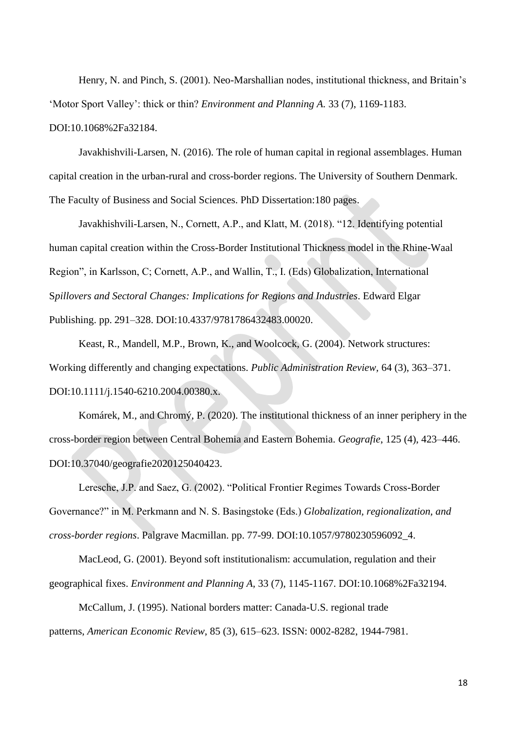Henry, N. and Pinch, S. (2001). Neo-Marshallian nodes, institutional thickness, and Britain's 'Motor Sport Valley': thick or thin? *Environment and Planning A.* 33 (7), 1169-1183. DOI:10.1068%2Fa32184.

Javakhishvili-Larsen, N. (2016). The role of human capital in regional assemblages. Human capital creation in the urban-rural and cross-border regions. The University of Southern Denmark. The Faculty of Business and Social Sciences. PhD Dissertation:180 pages.

Javakhishvili-Larsen, N., Cornett, A.P., and Klatt, M. (2018). "12. Identifying potential human capital creation within the Cross-Border Institutional Thickness model in the Rhine-Waal Region", in Karlsson, C; Cornett, A.P., and Wallin, T., I. (Eds) Globalization, International S*pillovers and Sectoral Changes: Implications for Regions and Industries*. Edward Elgar Publishing. pp. 291–328. DOI:10.4337/9781786432483.00020.

Keast, R., Mandell, M.P., Brown, K., and Woolcock, G. (2004). Network structures: Working differently and changing expectations. *Public Administration Review*, 64 (3), 363–371. DOI:10.1111/j.1540-6210.2004.00380.x.

Komárek, M., and Chromý, P. (2020). The institutional thickness of an inner periphery in the cross-border region between Central Bohemia and Eastern Bohemia. *Geografie*, 125 (4), 423–446. DOI:10.37040/geografie2020125040423.

Leresche, J.P. and Saez, G. (2002). "Political Frontier Regimes Towards Cross-Border Governance?" in M. Perkmann and N. S. Basingstoke (Eds.) *Globalization, regionalization, and cross-border regions*. Palgrave Macmillan. pp. 77-99. DOI:10.1057/9780230596092_4.

MacLeod, G. (2001). Beyond soft institutionalism: accumulation, regulation and their geographical fixes. *Environment and Planning A*, 33 (7), 1145-1167. DOI:10.1068%2Fa32194.

McCallum, J. (1995). National borders matter: Canada-U.S. regional trade patterns, *American Economic Review*, 85 (3), 615–623. ISSN: 0002-8282, 1944-7981.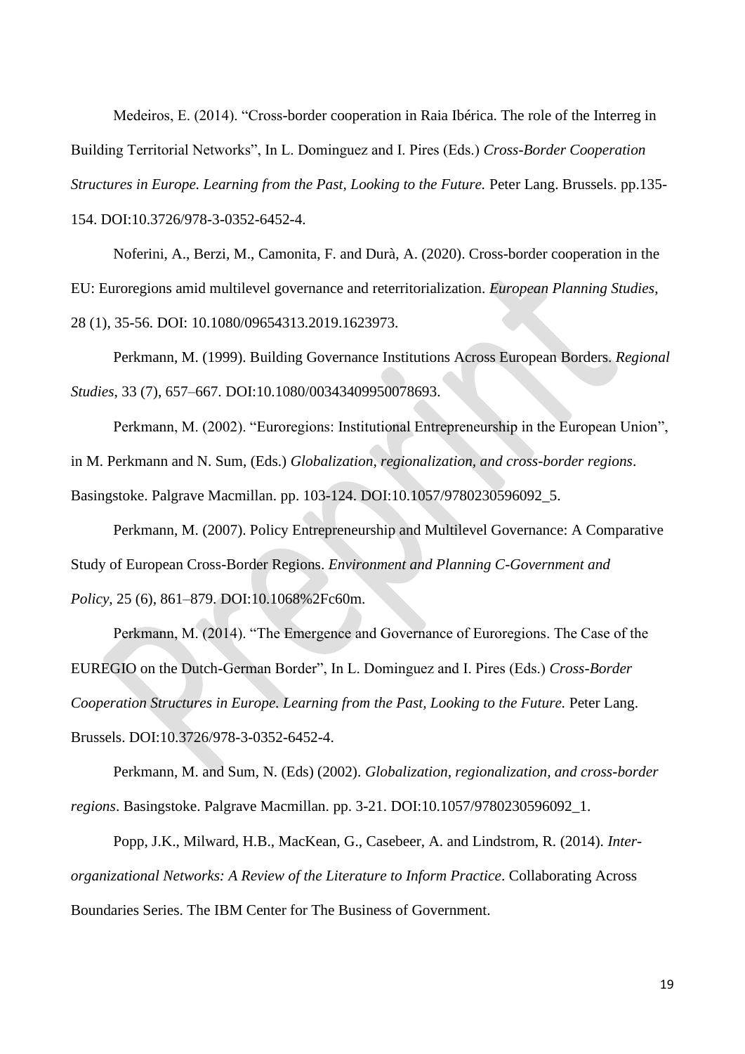Medeiros, E. (2014). "Cross-border cooperation in Raia Ibérica. The role of the Interreg in Building Territorial Networks", In L. Dominguez and I. Pires (Eds.) *Cross-Border Cooperation Structures in Europe. Learning from the Past, Looking to the Future.* Peter Lang. Brussels. pp.135-154. DOI:10.3726/978-3-0352-6452-4.

Noferini, A., Berzi, M., Camonita, F. and Durà, A. (2020). Cross-border cooperation in the EU: Euroregions amid multilevel governance and reterritorialization. *European Planning Studies*, 28 (1), 35-56. DOI: 10.1080/09654313.2019.1623973.

Perkmann, M. (1999). Building Governance Institutions Across European Borders. *Regional Studies*, 33 (7), 657–667. DOI:10.1080/00343409950078693.

Perkmann, M. (2002). "Euroregions: Institutional Entrepreneurship in the European Union", in M. Perkmann and N. Sum, (Eds.) *Globalization, regionalization, and cross-border regions*. Basingstoke. Palgrave Macmillan. pp. 103-124. DOI:10.1057/9780230596092_5.

Perkmann, M. (2007). Policy Entrepreneurship and Multilevel Governance: A Comparative Study of European Cross-Border Regions. *Environment and Planning C-Government and Policy,* 25 (6), 861–879. DOI:10.1068%2Fc60m.

Perkmann, M. (2014). "The Emergence and Governance of Euroregions. The Case of the EUREGIO on the Dutch-German Border", In L. Dominguez and I. Pires (Eds.) *Cross-Border Cooperation Structures in Europe. Learning from the Past, Looking to the Future.* Peter Lang. Brussels. DOI:10.3726/978-3-0352-6452-4.

Perkmann, M. and Sum, N. (Eds) (2002). *Globalization, regionalization, and cross-border regions*. Basingstoke. Palgrave Macmillan. pp. 3-21. DOI:10.1057/9780230596092_1.

Popp, J.K., Milward, H.B., MacKean, G., Casebeer, A. and Lindstrom, R. (2014). *Inter-organizational Networks: A Review of the Literature to Inform Practice*. Collaborating Across Boundaries Series. The IBM Center for The Business of Government.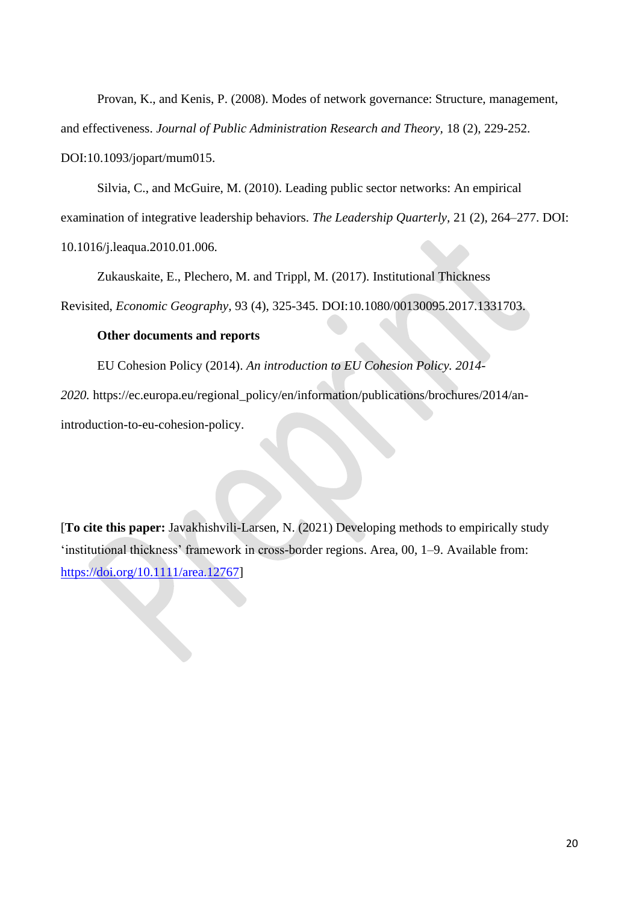Provan, K., and Kenis, P. (2008). Modes of network governance: Structure, management, and effectiveness. *Journal of Public Administration Research and Theory*, 18 (2), 229-252. DOI:10.1093/jopart/mum015.

Silvia, C., and McGuire, M. (2010). Leading public sector networks: An empirical examination of integrative leadership behaviors. *The Leadership Quarterly*, 21 (2), 264–277. DOI: 10.1016/j.leaqua.2010.01.006.

Zukauskaite, E., Plechero, M. and Trippl, M. (2017). Institutional Thickness Revisited, *Economic Geography*, 93 (4), 325-345. DOI:10.1080/00130095.2017.1331703.

**Other documents and reports**

EU Cohesion Policy (2014). *An introduction to EU Cohesion Policy. 2014-2020.* https://ec.europa.eu/regional_policy/en/information/publications/brochures/2014/an-introduction-to-eu-cohesion-policy.

[**To cite this paper:** Javakhishvili-Larsen, N. (2021) Developing methods to empirically study 'institutional thickness' framework in cross-border regions. Area, 00, 1–9. Available from: https://doi.org/10.1111/area.12767]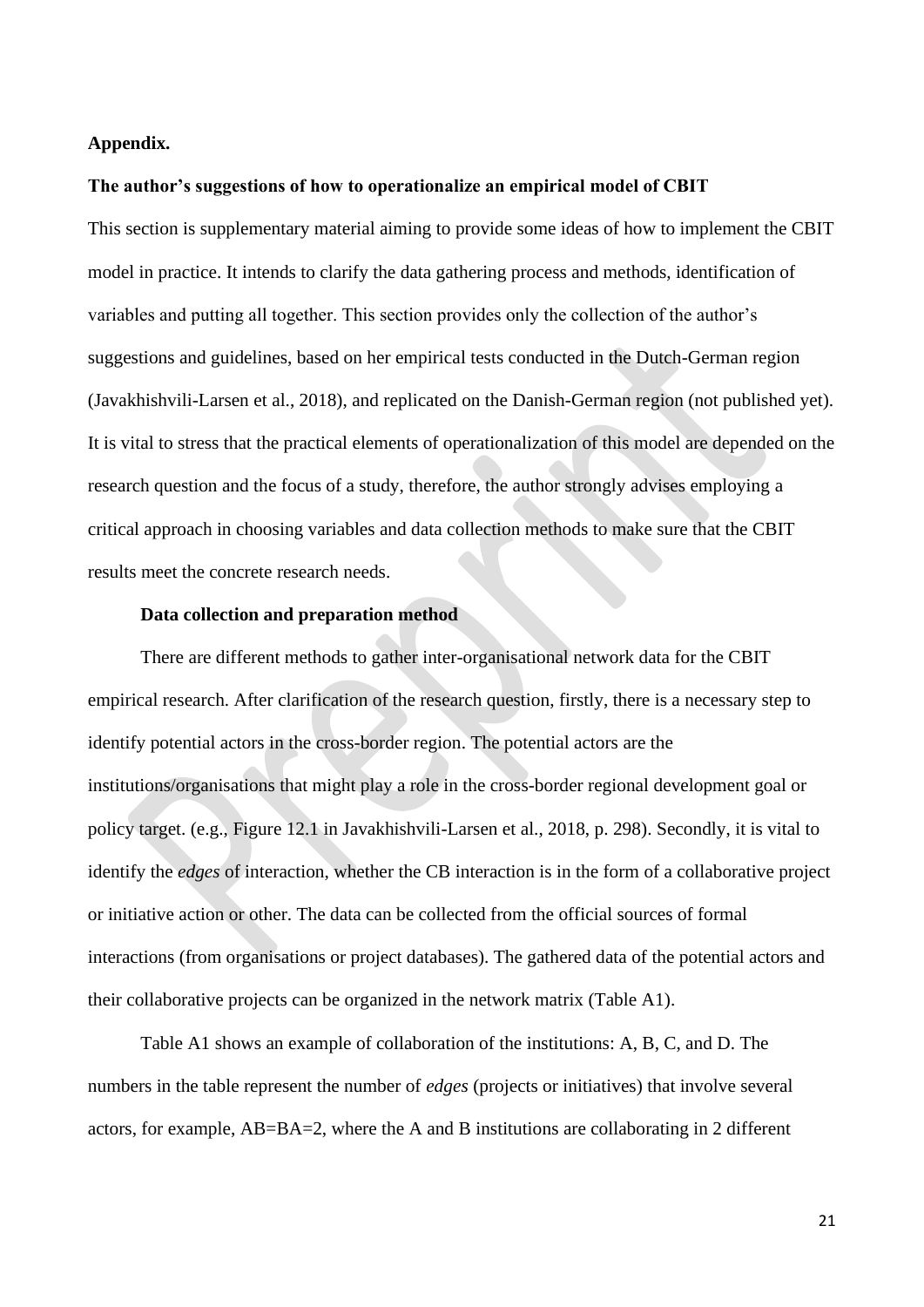**Appendix.**

**The author's suggestions of how to operationalize an empirical model of CBIT**

This section is supplementary material aiming to provide some ideas of how to implement the CBIT model in practice. It intends to clarify the data gathering process and methods, identification of variables and putting all together. This section provides only the collection of the author's suggestions and guidelines, based on her empirical tests conducted in the Dutch-German region (Javakhishvili-Larsen et al., 2018), and replicated on the Danish-German region (not published yet). It is vital to stress that the practical elements of operationalization of this model are depended on the research question and the focus of a study, therefore, the author strongly advises employing a critical approach in choosing variables and data collection methods to make sure that the CBIT results meet the concrete research needs.

**Data collection and preparation method**

There are different methods to gather inter-organisational network data for the CBIT empirical research. After clarification of the research question, firstly, there is a necessary step to identify potential actors in the cross-border region. The potential actors are the institutions/organisations that might play a role in the cross-border regional development goal or policy target. (e.g., Figure 12.1 in Javakhishvili-Larsen et al., 2018, p. 298). Secondly, it is vital to identify the *edges* of interaction, whether the CB interaction is in the form of a collaborative project or initiative action or other. The data can be collected from the official sources of formal interactions (from organisations or project databases). The gathered data of the potential actors and their collaborative projects can be organized in the network matrix (Table A1).

Table A1 shows an example of collaboration of the institutions: A, B, C, and D. The numbers in the table represent the number of *edges* (projects or initiatives) that involve several actors, for example, AB=BA=2, where the A and B institutions are collaborating in 2 different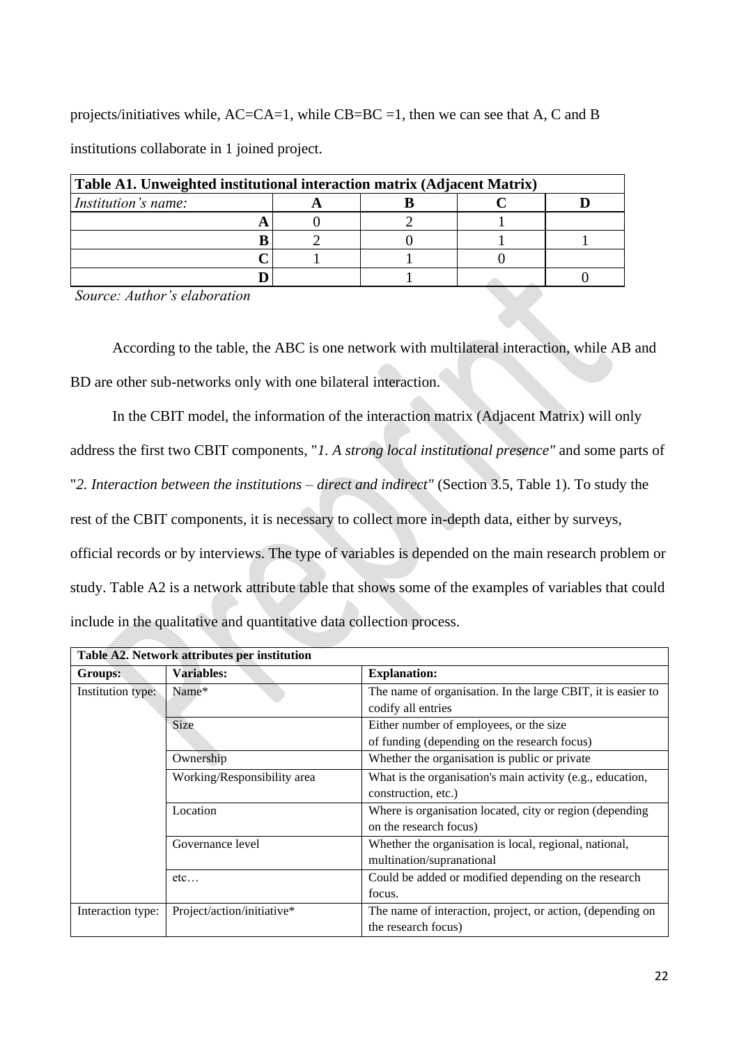projects/initiatives while, AC=CA=1, while CB=BC =1, then we can see that A, C and B institutions collaborate in 1 joined project.

| **Table A1. Unweighted institutional interaction matrix (Adjacent Matrix)** | | | | |
|---|---|---|---|---|
| *Institution's name:* | **A** | **B** | **C** | **D** |
| **A** | 0 | 2 | 1 | |
| **B** | 2 | 0 | 1 | 1 |
| **C** | 1 | 1 | 0 | |
| **D** | | 1 | | 0 |

*Source: Author's elaboration*

According to the table, the ABC is one network with multilateral interaction, while AB and BD are other sub-networks only with one bilateral interaction.

In the CBIT model, the information of the interaction matrix (Adjacent Matrix) will only address the first two CBIT components, "*1. A strong local institutional presence"* and some parts of "*2. Interaction between the institutions – direct and indirect"* (Section 3.5, Table 1). To study the rest of the CBIT components, it is necessary to collect more in-depth data, either by surveys, official records or by interviews. The type of variables is depended on the main research problem or study. Table A2 is a network attribute table that shows some of the examples of variables that could include in the qualitative and quantitative data collection process.

| **Table A2. Network attributes per institution** | | |
|---|---|---|
| **Groups:** | **Variables:** | **Explanation:** |
| Institution type: | Name* | The name of organisation. In the large CBIT, it is easier to codify all entries |
| | Size | Either number of employees, or the size of funding (depending on the research focus) |
| | Ownership | Whether the organisation is public or private |
| | Working/Responsibility area | What is the organisation's main activity (e.g., education, construction, etc.) |
| | Location | Where is organisation located, city or region (depending on the research focus) |
| | Governance level | Whether the organisation is local, regional, national, multination/supranational |
| | etc… | Could be added or modified depending on the research focus. |
| Interaction type: | Project/action/initiative* | The name of interaction, project, or action, (depending on the research focus) |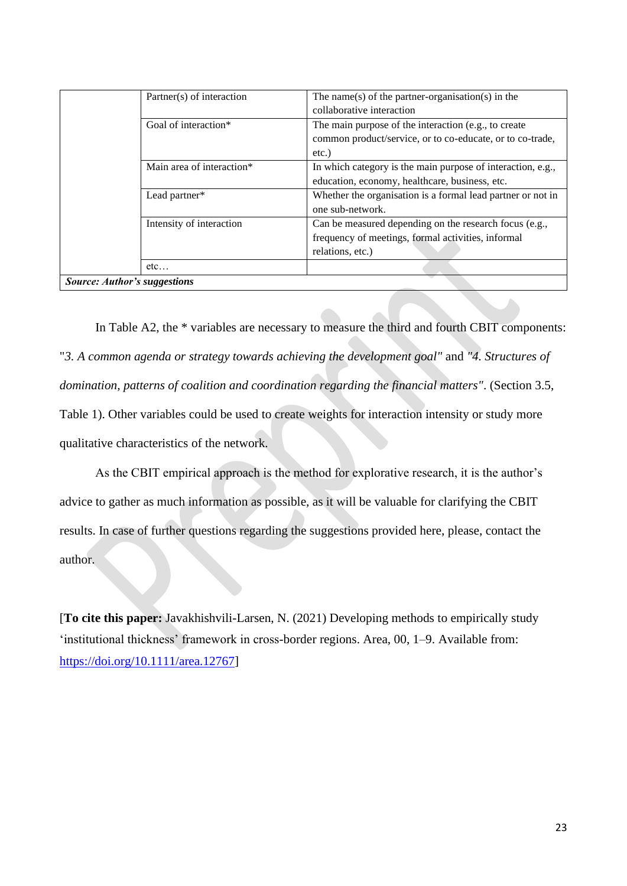| | | |
|---|---|---|
| | Partner(s) of interaction | The name(s) of the partner-organisation(s) in the collaborative interaction |
| | Goal of interaction* | The main purpose of the interaction (e.g., to create common product/service, or to co-educate, or to co-trade, etc.) |
| | Main area of interaction* | In which category is the main purpose of interaction, e.g., education, economy, healthcare, business, etc. |
| | Lead partner* | Whether the organisation is a formal lead partner or not in one sub-network. |
| | Intensity of interaction | Can be measured depending on the research focus (e.g., frequency of meetings, formal activities, informal relations, etc.) |
| | etc… | |

***Source: Author's suggestions***

In Table A2, the * variables are necessary to measure the third and fourth CBIT components: "*3. A common agenda or strategy towards achieving the development goal"* and *"4. Structures of domination, patterns of coalition and coordination regarding the financial matters"*. (Section 3.5, Table 1). Other variables could be used to create weights for interaction intensity or study more qualitative characteristics of the network.

As the CBIT empirical approach is the method for explorative research, it is the author's advice to gather as much information as possible, as it will be valuable for clarifying the CBIT results. In case of further questions regarding the suggestions provided here, please, contact the author.

[**To cite this paper:** Javakhishvili-Larsen, N. (2021) Developing methods to empirically study 'institutional thickness' framework in cross-border regions. Area, 00, 1–9. Available from: https://doi.org/10.1111/area.12767]